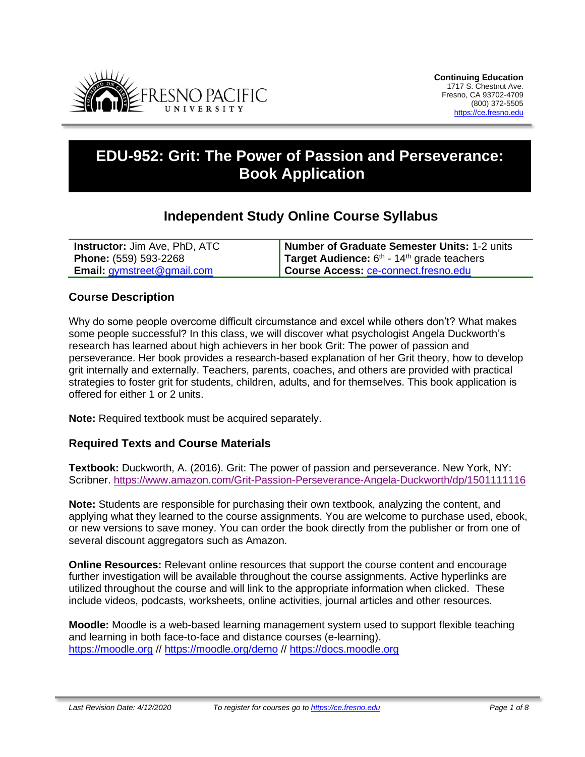**Continuing Education**
1717 S. Chestnut Ave.
Fresno, CA 93702-4709
(800) 372-5505
https://ce.fresno.edu

# EDU-952: Grit: The Power of Passion and Perseverance: Book Application

## Independent Study Online Course Syllabus

| **Instructor:** Jim Ave, PhD, ATC | **Number of Graduate Semester Units:** 1-2 units |
|---|---|
| **Phone:** (559) 593-2268 | **Target Audience:** 6th - 14th grade teachers |
| **Email:** gymstreet@gmail.com | **Course Access:** ce-connect.fresno.edu |

### Course Description

Why do some people overcome difficult circumstance and excel while others don't? What makes some people successful? In this class, we will discover what psychologist Angela Duckworth's research has learned about high achievers in her book Grit: The power of passion and perseverance. Her book provides a research-based explanation of her Grit theory, how to develop grit internally and externally. Teachers, parents, coaches, and others are provided with practical strategies to foster grit for students, children, adults, and for themselves. This book application is offered for either 1 or 2 units.

**Note:** Required textbook must be acquired separately.

### Required Texts and Course Materials

**Textbook:** Duckworth, A. (2016). Grit: The power of passion and perseverance. New York, NY: Scribner. https://www.amazon.com/Grit-Passion-Perseverance-Angela-Duckworth/dp/1501111116

**Note:** Students are responsible for purchasing their own textbook, analyzing the content, and applying what they learned to the course assignments. You are welcome to purchase used, ebook, or new versions to save money. You can order the book directly from the publisher or from one of several discount aggregators such as Amazon.

**Online Resources:** Relevant online resources that support the course content and encourage further investigation will be available throughout the course assignments. Active hyperlinks are utilized throughout the course and will link to the appropriate information when clicked. These include videos, podcasts, worksheets, online activities, journal articles and other resources.

**Moodle:** Moodle is a web-based learning management system used to support flexible teaching and learning in both face-to-face and distance courses (e-learning).
https://moodle.org // https://moodle.org/demo // https://docs.moodle.org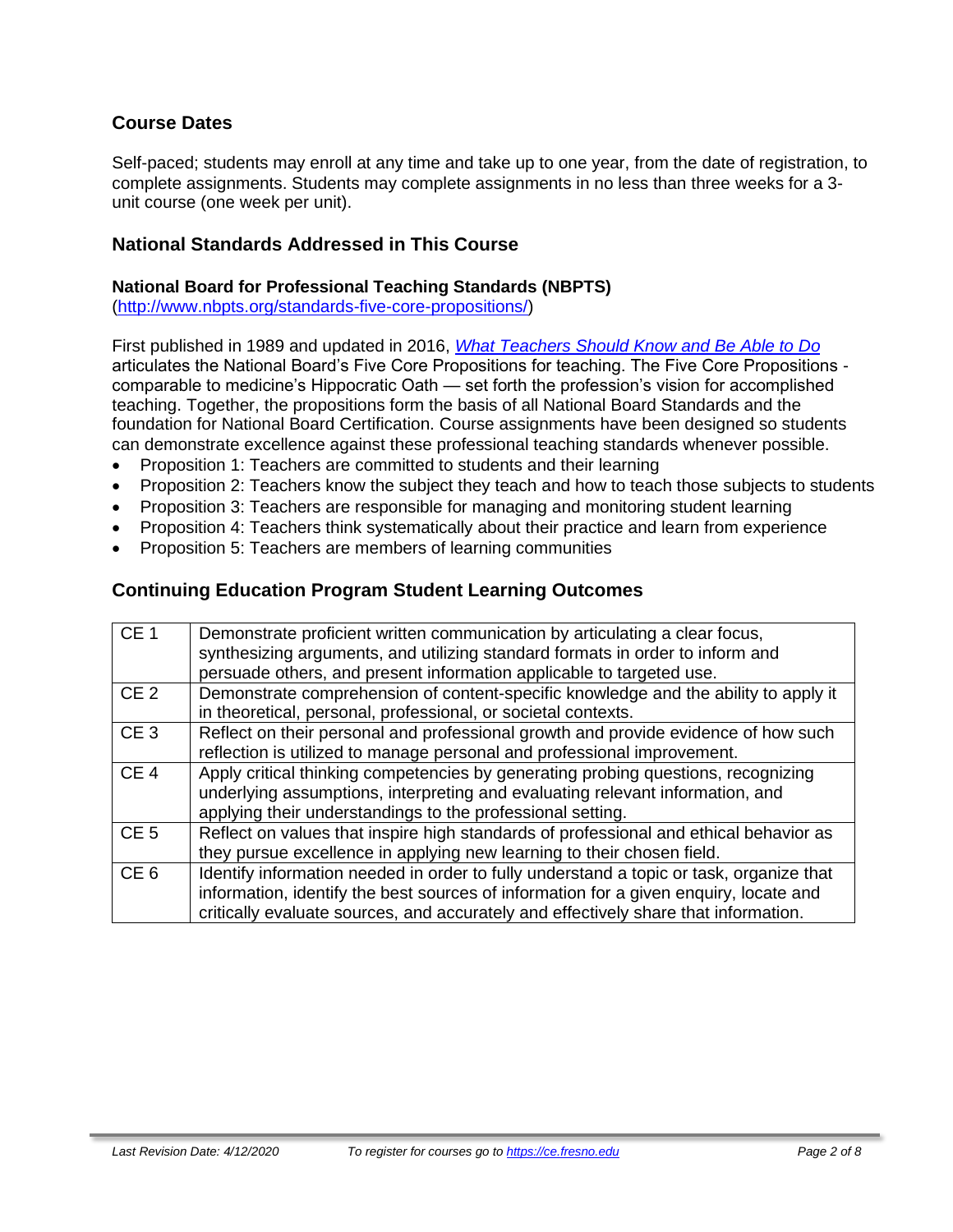## Course Dates

Self-paced; students may enroll at any time and take up to one year, from the date of registration, to complete assignments. Students may complete assignments in no less than three weeks for a 3-unit course (one week per unit).

## National Standards Addressed in This Course

### National Board for Professional Teaching Standards (NBPTS)

(http://www.nbpts.org/standards-five-core-propositions/)

First published in 1989 and updated in 2016, *What Teachers Should Know and Be Able to Do* articulates the National Board's Five Core Propositions for teaching. The Five Core Propositions - comparable to medicine's Hippocratic Oath — set forth the profession's vision for accomplished teaching. Together, the propositions form the basis of all National Board Standards and the foundation for National Board Certification. Course assignments have been designed so students can demonstrate excellence against these professional teaching standards whenever possible.

- Proposition 1: Teachers are committed to students and their learning
- Proposition 2: Teachers know the subject they teach and how to teach those subjects to students
- Proposition 3: Teachers are responsible for managing and monitoring student learning
- Proposition 4: Teachers think systematically about their practice and learn from experience
- Proposition 5: Teachers are members of learning communities

## Continuing Education Program Student Learning Outcomes

| | |
|---|---|
| CE 1 | Demonstrate proficient written communication by articulating a clear focus, synthesizing arguments, and utilizing standard formats in order to inform and persuade others, and present information applicable to targeted use. |
| CE 2 | Demonstrate comprehension of content-specific knowledge and the ability to apply it in theoretical, personal, professional, or societal contexts. |
| CE 3 | Reflect on their personal and professional growth and provide evidence of how such reflection is utilized to manage personal and professional improvement. |
| CE 4 | Apply critical thinking competencies by generating probing questions, recognizing underlying assumptions, interpreting and evaluating relevant information, and applying their understandings to the professional setting. |
| CE 5 | Reflect on values that inspire high standards of professional and ethical behavior as they pursue excellence in applying new learning to their chosen field. |
| CE 6 | Identify information needed in order to fully understand a topic or task, organize that information, identify the best sources of information for a given enquiry, locate and critically evaluate sources, and accurately and effectively share that information. |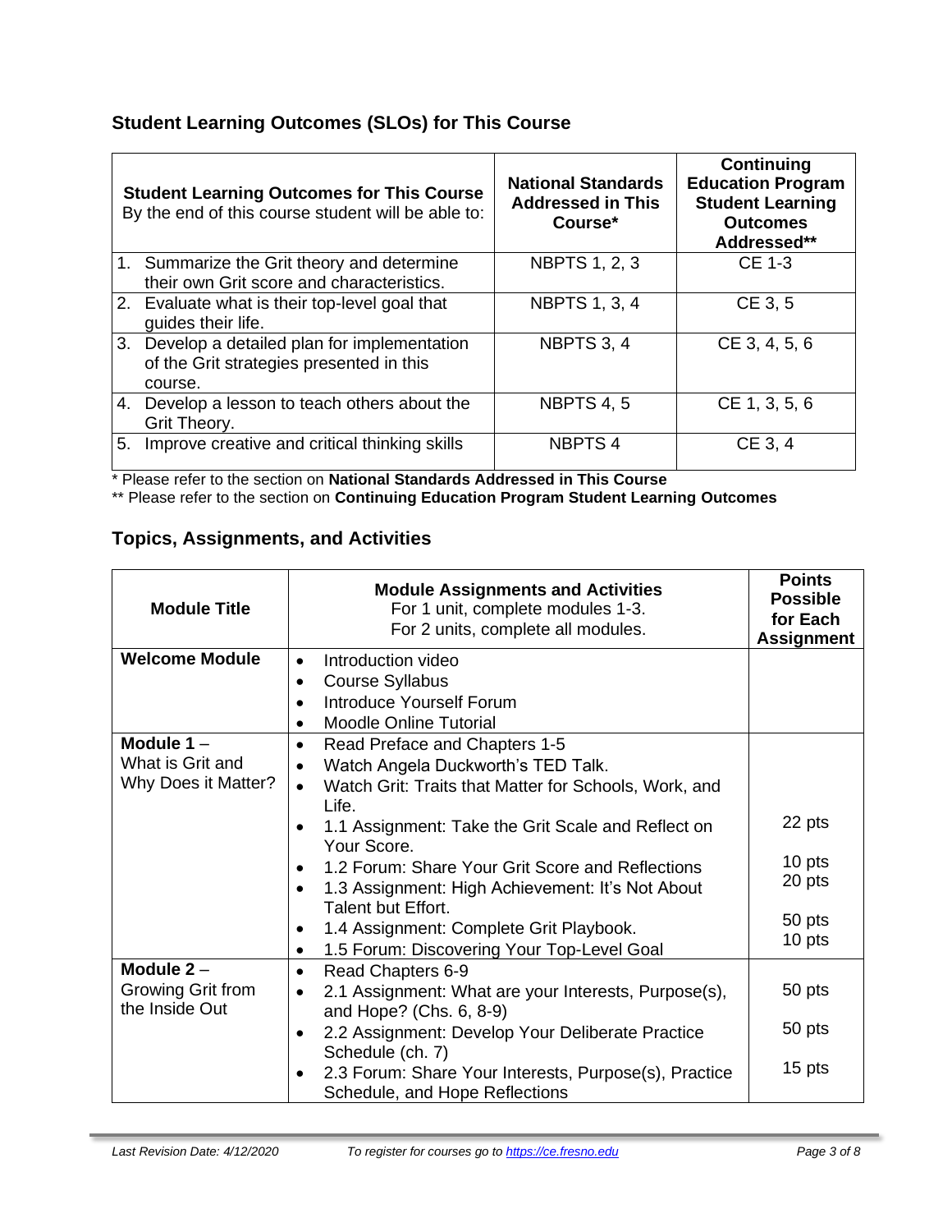## Student Learning Outcomes (SLOs) for This Course

| **Student Learning Outcomes for This Course** By the end of this course student will be able to: | **National Standards Addressed in This Course*** | **Continuing Education Program Student Learning Outcomes Addressed**** |
|---|---|---|
| 1. Summarize the Grit theory and determine their own Grit score and characteristics. | NBPTS 1, 2, 3 | CE 1-3 |
| 2. Evaluate what is their top-level goal that guides their life. | NBPTS 1, 3, 4 | CE 3, 5 |
| 3. Develop a detailed plan for implementation of the Grit strategies presented in this course. | NBPTS 3, 4 | CE 3, 4, 5, 6 |
| 4. Develop a lesson to teach others about the Grit Theory. | NBPTS 4, 5 | CE 1, 3, 5, 6 |
| 5. Improve creative and critical thinking skills | NBPTS 4 | CE 3, 4 |

\* Please refer to the section on **National Standards Addressed in This Course**

\*\* Please refer to the section on **Continuing Education Program Student Learning Outcomes**

## Topics, Assignments, and Activities

| **Module Title** | **Module Assignments and Activities** For 1 unit, complete modules 1-3. For 2 units, complete all modules. | **Points Possible for Each Assignment** |
|---|---|---|
| **Welcome Module** | • Introduction video<br>• Course Syllabus<br>• Introduce Yourself Forum<br>• Moodle Online Tutorial | |
| **Module 1** – What is Grit and Why Does it Matter? | • Read Preface and Chapters 1-5<br>• Watch Angela Duckworth's TED Talk.<br>• Watch Grit: Traits that Matter for Schools, Work, and Life.<br>• 1.1 Assignment: Take the Grit Scale and Reflect on Your Score.<br>• 1.2 Forum: Share Your Grit Score and Reflections<br>• 1.3 Assignment: High Achievement: It's Not About Talent but Effort.<br>• 1.4 Assignment: Complete Grit Playbook.<br>• 1.5 Forum: Discovering Your Top-Level Goal | <br><br><br>22 pts<br>10 pts<br>20 pts<br>50 pts<br>10 pts |
| **Module 2** – Growing Grit from the Inside Out | • Read Chapters 6-9<br>• 2.1 Assignment: What are your Interests, Purpose(s), and Hope? (Chs. 6, 8-9)<br>• 2.2 Assignment: Develop Your Deliberate Practice Schedule (ch. 7)<br>• 2.3 Forum: Share Your Interests, Purpose(s), Practice Schedule, and Hope Reflections | <br>50 pts<br>50 pts<br>15 pts |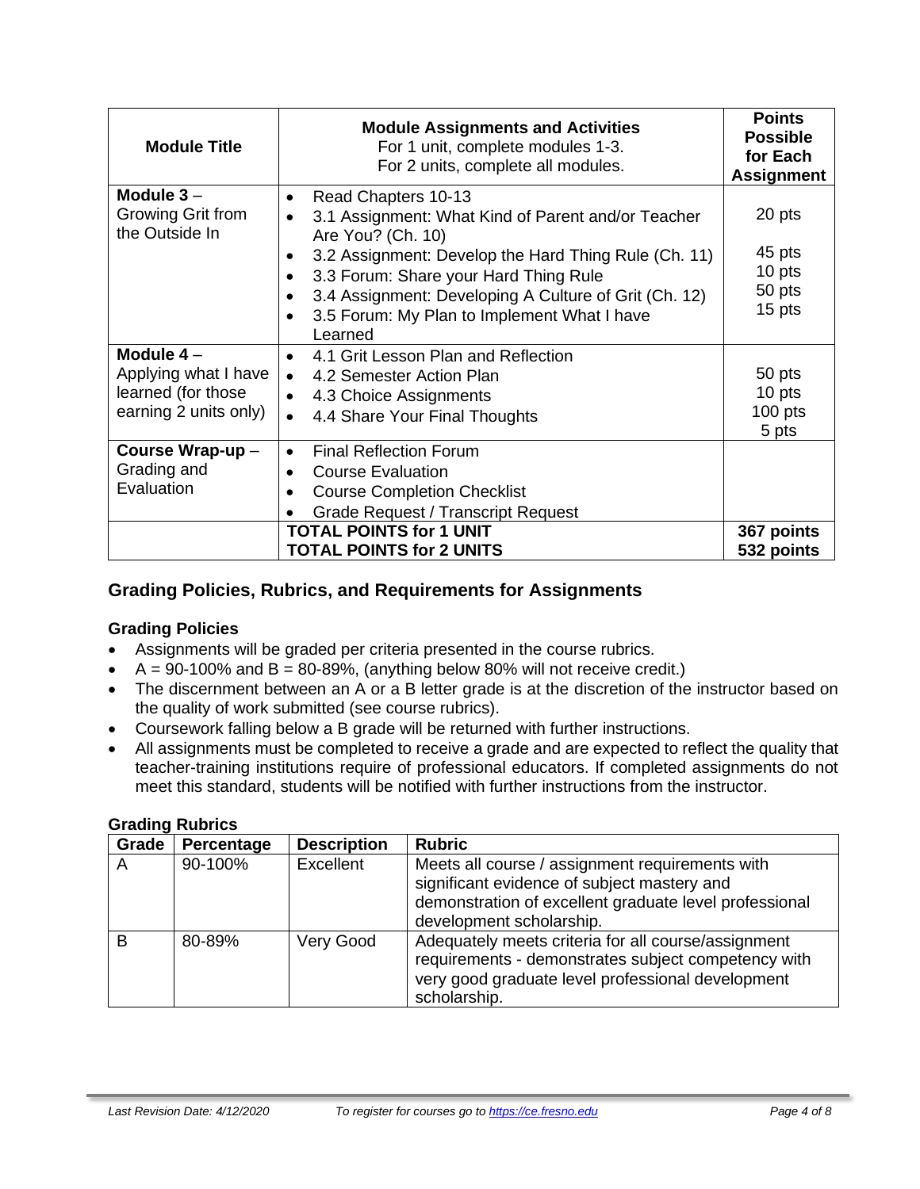| Module Title | Module Assignments and Activities<br>For 1 unit, complete modules 1-3.<br>For 2 units, complete all modules. | Points Possible for Each Assignment |
|---|---|---|
| **Module 3** – Growing Grit from the Outside In | • Read Chapters 10-13<br>• 3.1 Assignment: What Kind of Parent and/or Teacher Are You? (Ch. 10)<br>• 3.2 Assignment: Develop the Hard Thing Rule (Ch. 11)<br>• 3.3 Forum: Share your Hard Thing Rule<br>• 3.4 Assignment: Developing A Culture of Grit (Ch. 12)<br>• 3.5 Forum: My Plan to Implement What I have Learned | 20 pts<br>45 pts<br>10 pts<br>50 pts<br>15 pts |
| **Module 4** – Applying what I have learned (for those earning 2 units only) | • 4.1 Grit Lesson Plan and Reflection<br>• 4.2 Semester Action Plan<br>• 4.3 Choice Assignments<br>• 4.4 Share Your Final Thoughts | 50 pts<br>10 pts<br>100 pts<br>5 pts |
| **Course Wrap-up** – Grading and Evaluation | • Final Reflection Forum<br>• Course Evaluation<br>• Course Completion Checklist<br>• Grade Request / Transcript Request | |
| | **TOTAL POINTS for 1 UNIT**<br>**TOTAL POINTS for 2 UNITS** | **367 points**<br>**532 points** |

## Grading Policies, Rubrics, and Requirements for Assignments

### Grading Policies

- Assignments will be graded per criteria presented in the course rubrics.
- A = 90-100% and B = 80-89%, (anything below 80% will not receive credit.)
- The discernment between an A or a B letter grade is at the discretion of the instructor based on the quality of work submitted (see course rubrics).
- Coursework falling below a B grade will be returned with further instructions.
- All assignments must be completed to receive a grade and are expected to reflect the quality that teacher-training institutions require of professional educators. If completed assignments do not meet this standard, students will be notified with further instructions from the instructor.

### Grading Rubrics

| Grade | Percentage | Description | Rubric |
|---|---|---|---|
| A | 90-100% | Excellent | Meets all course / assignment requirements with significant evidence of subject mastery and demonstration of excellent graduate level professional development scholarship. |
| B | 80-89% | Very Good | Adequately meets criteria for all course/assignment requirements - demonstrates subject competency with very good graduate level professional development scholarship. |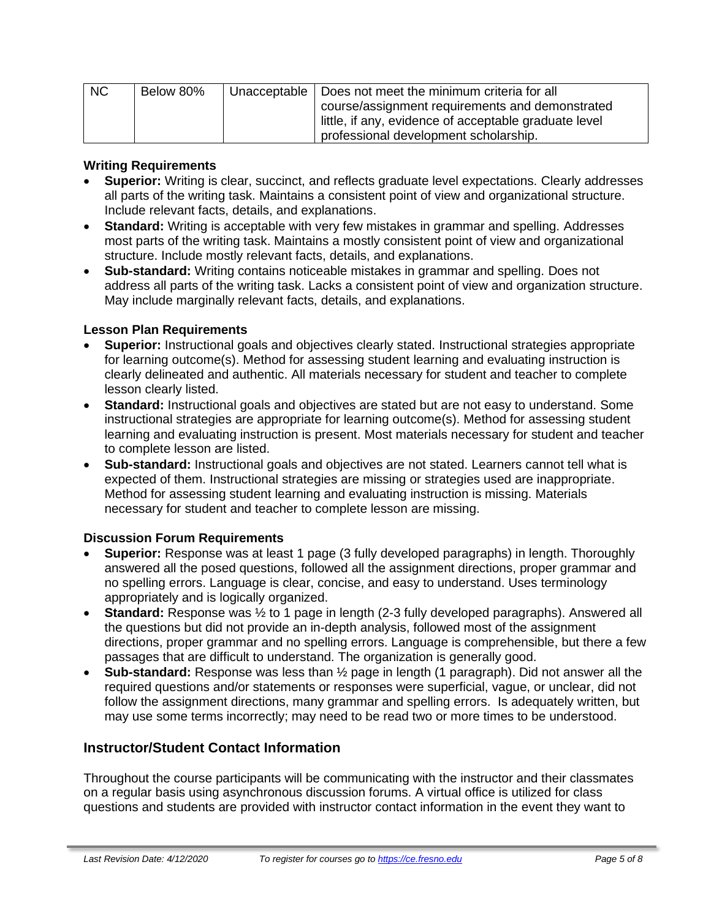| NC | Below 80% | Unacceptable | Does not meet the minimum criteria for all course/assignment requirements and demonstrated little, if any, evidence of acceptable graduate level professional development scholarship. |
|---|---|---|---|

**Writing Requirements**

- **Superior:** Writing is clear, succinct, and reflects graduate level expectations. Clearly addresses all parts of the writing task. Maintains a consistent point of view and organizational structure. Include relevant facts, details, and explanations.
- **Standard:** Writing is acceptable with very few mistakes in grammar and spelling. Addresses most parts of the writing task. Maintains a mostly consistent point of view and organizational structure. Include mostly relevant facts, details, and explanations.
- **Sub-standard:** Writing contains noticeable mistakes in grammar and spelling. Does not address all parts of the writing task. Lacks a consistent point of view and organization structure. May include marginally relevant facts, details, and explanations.

**Lesson Plan Requirements**

- **Superior:** Instructional goals and objectives clearly stated. Instructional strategies appropriate for learning outcome(s). Method for assessing student learning and evaluating instruction is clearly delineated and authentic. All materials necessary for student and teacher to complete lesson clearly listed.
- **Standard:** Instructional goals and objectives are stated but are not easy to understand. Some instructional strategies are appropriate for learning outcome(s). Method for assessing student learning and evaluating instruction is present. Most materials necessary for student and teacher to complete lesson are listed.
- **Sub-standard:** Instructional goals and objectives are not stated. Learners cannot tell what is expected of them. Instructional strategies are missing or strategies used are inappropriate. Method for assessing student learning and evaluating instruction is missing. Materials necessary for student and teacher to complete lesson are missing.

**Discussion Forum Requirements**

- **Superior:** Response was at least 1 page (3 fully developed paragraphs) in length. Thoroughly answered all the posed questions, followed all the assignment directions, proper grammar and no spelling errors. Language is clear, concise, and easy to understand. Uses terminology appropriately and is logically organized.
- **Standard:** Response was ½ to 1 page in length (2-3 fully developed paragraphs). Answered all the questions but did not provide an in-depth analysis, followed most of the assignment directions, proper grammar and no spelling errors. Language is comprehensible, but there a few passages that are difficult to understand. The organization is generally good.
- **Sub-standard:** Response was less than ½ page in length (1 paragraph). Did not answer all the required questions and/or statements or responses were superficial, vague, or unclear, did not follow the assignment directions, many grammar and spelling errors. Is adequately written, but may use some terms incorrectly; may need to be read two or more times to be understood.

## Instructor/Student Contact Information

Throughout the course participants will be communicating with the instructor and their classmates on a regular basis using asynchronous discussion forums. A virtual office is utilized for class questions and students are provided with instructor contact information in the event they want to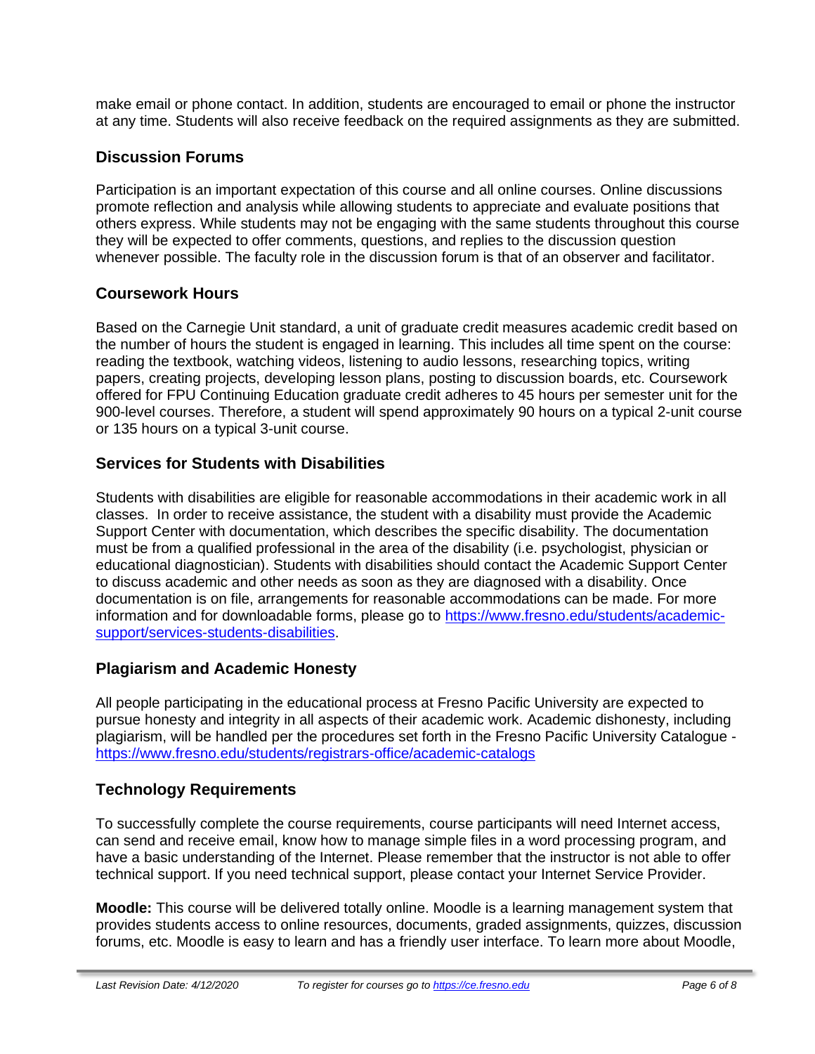make email or phone contact. In addition, students are encouraged to email or phone the instructor at any time. Students will also receive feedback on the required assignments as they are submitted.

## Discussion Forums

Participation is an important expectation of this course and all online courses. Online discussions promote reflection and analysis while allowing students to appreciate and evaluate positions that others express. While students may not be engaging with the same students throughout this course they will be expected to offer comments, questions, and replies to the discussion question whenever possible. The faculty role in the discussion forum is that of an observer and facilitator.

## Coursework Hours

Based on the Carnegie Unit standard, a unit of graduate credit measures academic credit based on the number of hours the student is engaged in learning. This includes all time spent on the course: reading the textbook, watching videos, listening to audio lessons, researching topics, writing papers, creating projects, developing lesson plans, posting to discussion boards, etc. Coursework offered for FPU Continuing Education graduate credit adheres to 45 hours per semester unit for the 900-level courses. Therefore, a student will spend approximately 90 hours on a typical 2-unit course or 135 hours on a typical 3-unit course.

## Services for Students with Disabilities

Students with disabilities are eligible for reasonable accommodations in their academic work in all classes. In order to receive assistance, the student with a disability must provide the Academic Support Center with documentation, which describes the specific disability. The documentation must be from a qualified professional in the area of the disability (i.e. psychologist, physician or educational diagnostician). Students with disabilities should contact the Academic Support Center to discuss academic and other needs as soon as they are diagnosed with a disability. Once documentation is on file, arrangements for reasonable accommodations can be made. For more information and for downloadable forms, please go to https://www.fresno.edu/students/academic-support/services-students-disabilities.

## Plagiarism and Academic Honesty

All people participating in the educational process at Fresno Pacific University are expected to pursue honesty and integrity in all aspects of their academic work. Academic dishonesty, including plagiarism, will be handled per the procedures set forth in the Fresno Pacific University Catalogue - https://www.fresno.edu/students/registrars-office/academic-catalogs

## Technology Requirements

To successfully complete the course requirements, course participants will need Internet access, can send and receive email, know how to manage simple files in a word processing program, and have a basic understanding of the Internet. Please remember that the instructor is not able to offer technical support. If you need technical support, please contact your Internet Service Provider.

**Moodle:** This course will be delivered totally online. Moodle is a learning management system that provides students access to online resources, documents, graded assignments, quizzes, discussion forums, etc. Moodle is easy to learn and has a friendly user interface. To learn more about Moodle,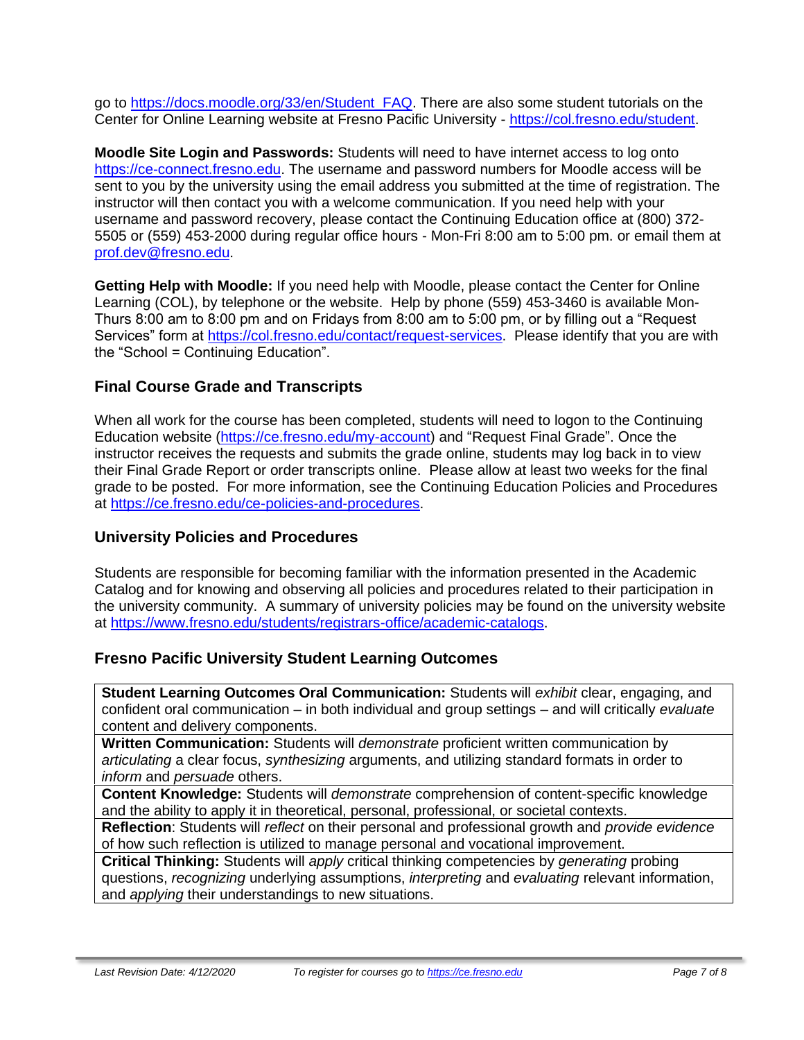go to https://docs.moodle.org/33/en/Student_FAQ. There are also some student tutorials on the Center for Online Learning website at Fresno Pacific University - https://col.fresno.edu/student.

**Moodle Site Login and Passwords:** Students will need to have internet access to log onto https://ce-connect.fresno.edu. The username and password numbers for Moodle access will be sent to you by the university using the email address you submitted at the time of registration. The instructor will then contact you with a welcome communication. If you need help with your username and password recovery, please contact the Continuing Education office at (800) 372-5505 or (559) 453-2000 during regular office hours - Mon-Fri 8:00 am to 5:00 pm. or email them at prof.dev@fresno.edu.

**Getting Help with Moodle:** If you need help with Moodle, please contact the Center for Online Learning (COL), by telephone or the website. Help by phone (559) 453-3460 is available Mon-Thurs 8:00 am to 8:00 pm and on Fridays from 8:00 am to 5:00 pm, or by filling out a "Request Services" form at https://col.fresno.edu/contact/request-services. Please identify that you are with the "School = Continuing Education".

## Final Course Grade and Transcripts

When all work for the course has been completed, students will need to logon to the Continuing Education website (https://ce.fresno.edu/my-account) and "Request Final Grade". Once the instructor receives the requests and submits the grade online, students may log back in to view their Final Grade Report or order transcripts online. Please allow at least two weeks for the final grade to be posted. For more information, see the Continuing Education Policies and Procedures at https://ce.fresno.edu/ce-policies-and-procedures.

## University Policies and Procedures

Students are responsible for becoming familiar with the information presented in the Academic Catalog and for knowing and observing all policies and procedures related to their participation in the university community. A summary of university policies may be found on the university website at https://www.fresno.edu/students/registrars-office/academic-catalogs.

## Fresno Pacific University Student Learning Outcomes

| Fresno Pacific University Student Learning Outcomes |
| --- |
| **Student Learning Outcomes Oral Communication:** Students will *exhibit* clear, engaging, and confident oral communication – in both individual and group settings – and will critically *evaluate* content and delivery components. |
| **Written Communication:** Students will *demonstrate* proficient written communication by *articulating* a clear focus, *synthesizing* arguments, and utilizing standard formats in order to *inform* and *persuade* others. |
| **Content Knowledge:** Students will *demonstrate* comprehension of content-specific knowledge and the ability to apply it in theoretical, personal, professional, or societal contexts. |
| **Reflection**: Students will *reflect* on their personal and professional growth and *provide evidence* of how such reflection is utilized to manage personal and vocational improvement. |
| **Critical Thinking:** Students will *apply* critical thinking competencies by *generating* probing questions, *recognizing* underlying assumptions, *interpreting* and *evaluating* relevant information, and *applying* their understandings to new situations. |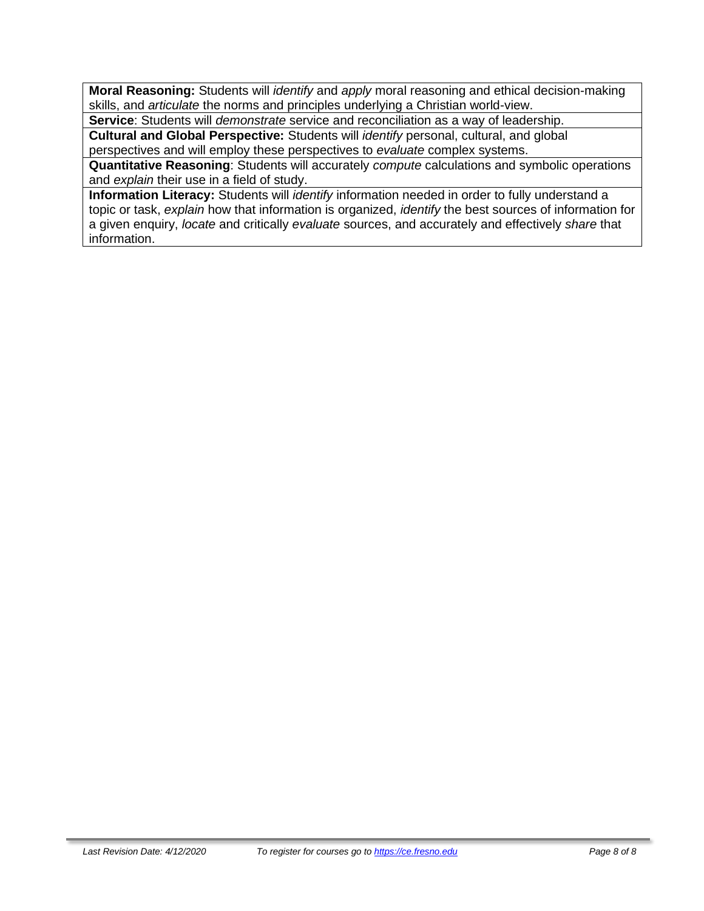| |
|---|
| **Moral Reasoning:** Students will *identify* and *apply* moral reasoning and ethical decision-making skills, and *articulate* the norms and principles underlying a Christian world-view. |
| **Service**: Students will *demonstrate* service and reconciliation as a way of leadership. |
| **Cultural and Global Perspective:** Students will *identify* personal, cultural, and global perspectives and will employ these perspectives to *evaluate* complex systems. |
| **Quantitative Reasoning**: Students will accurately *compute* calculations and symbolic operations and *explain* their use in a field of study. |
| **Information Literacy:** Students will *identify* information needed in order to fully understand a topic or task, *explain* how that information is organized, *identify* the best sources of information for a given enquiry, *locate* and critically *evaluate* sources, and accurately and effectively *share* that information. |